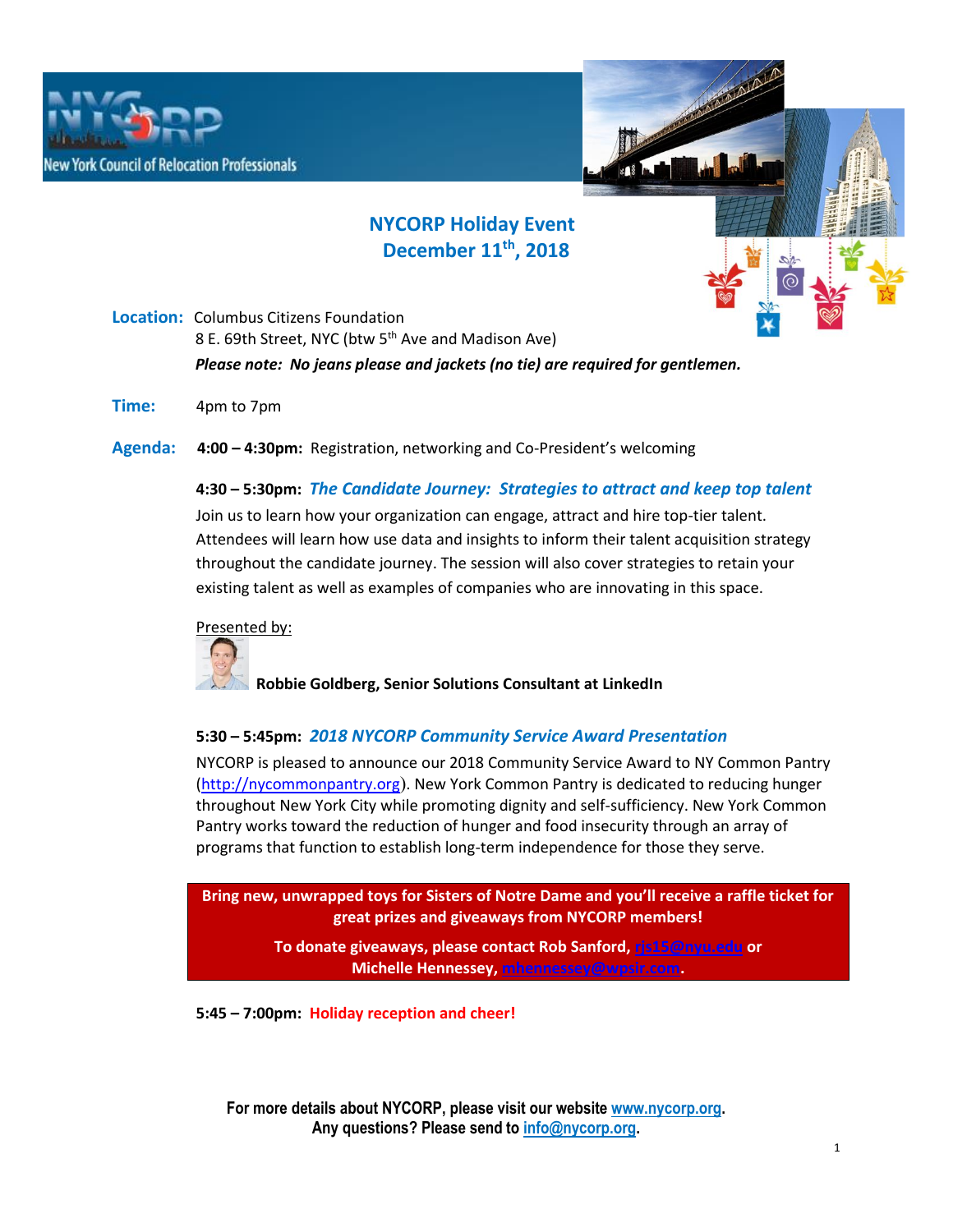New York Council of Relocation Professionals

# NYCORP Holiday Event
## December 11th, 2018

**Location:** Columbus Citizens Foundation
8 E. 69th Street, NYC (btw 5th Ave and Madison Ave)
***Please note: No jeans please and jackets (no tie) are required for gentlemen.***

**Time:** 4pm to 7pm

**Agenda:** **4:00 – 4:30pm:** Registration, networking and Co-President's welcoming

**4:30 – 5:30pm:** ***The Candidate Journey: Strategies to attract and keep top talent***

Join us to learn how your organization can engage, attract and hire top-tier talent. Attendees will learn how use data and insights to inform their talent acquisition strategy throughout the candidate journey. The session will also cover strategies to retain your existing talent as well as examples of companies who are innovating in this space.

Presented by:

**Robbie Goldberg, Senior Solutions Consultant at LinkedIn**

**5:30 – 5:45pm:** ***2018 NYCORP Community Service Award Presentation***

NYCORP is pleased to announce our 2018 Community Service Award to NY Common Pantry (http://nycommonpantry.org). New York Common Pantry is dedicated to reducing hunger throughout New York City while promoting dignity and self-sufficiency. New York Common Pantry works toward the reduction of hunger and food insecurity through an array of programs that function to establish long-term independence for those they serve.

**Bring new, unwrapped toys for Sisters of Notre Dame and you'll receive a raffle ticket for great prizes and giveaways from NYCORP members!**

**To donate giveaways, please contact Rob Sanford, rjs15@nyu.edu or Michelle Hennessey, mhennessey@wpsir.com.**

**5:45 – 7:00pm:** **Holiday reception and cheer!**

**For more details about NYCORP, please visit our website www.nycorp.org.**
**Any questions? Please send to info@nycorp.org.**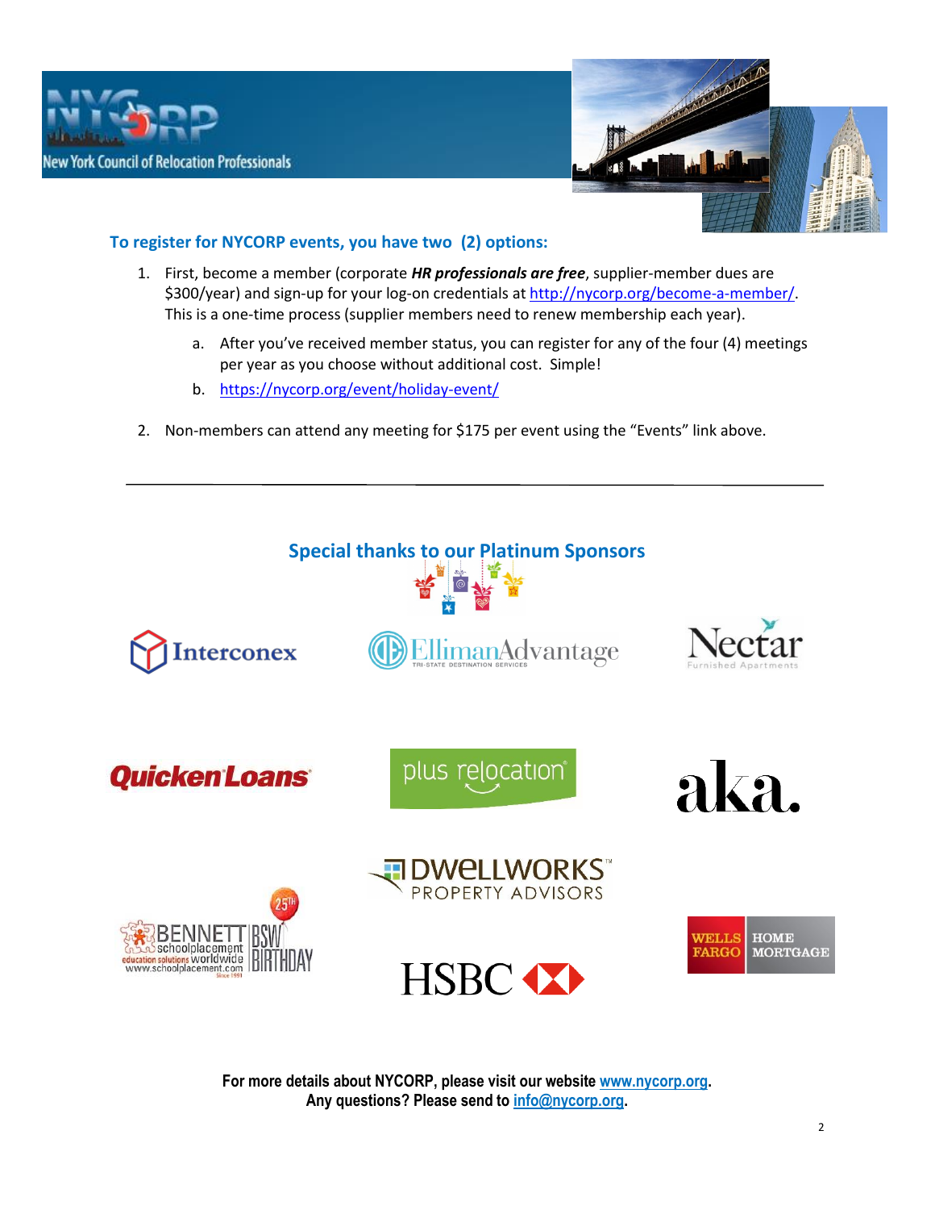## To register for NYCORP events, you have two (2) options:

1. First, become a member (corporate ***HR professionals are free***, supplier-member dues are $300/year) and sign-up for your log-on credentials at http://nycorp.org/become-a-member/. This is a one-time process (supplier members need to renew membership each year).
   a. After you've received member status, you can register for any of the four (4) meetings per year as you choose without additional cost. Simple!
   b. https://nycorp.org/event/holiday-event/
2. Non-members can attend any meeting for $175 per event using the "Events" link above.

---

## Special thanks to our Platinum Sponsors

Interconex

EllimanAdvantage TRI-STATE DESTINATION SERVICES

Nectar Furnished Apartments

Quicken Loans

plus relocation

aka.

DWELLWORKS PROPERTY ADVISORS

BENNETT schoolplacement education solutions worldwide www.schoolplacement.com BSW 25TH BIRTHDAY

HSBC

WELLS FARGO HOME MORTGAGE

**For more details about NYCORP, please visit our website www.nycorp.org.**
**Any questions? Please send to info@nycorp.org.**